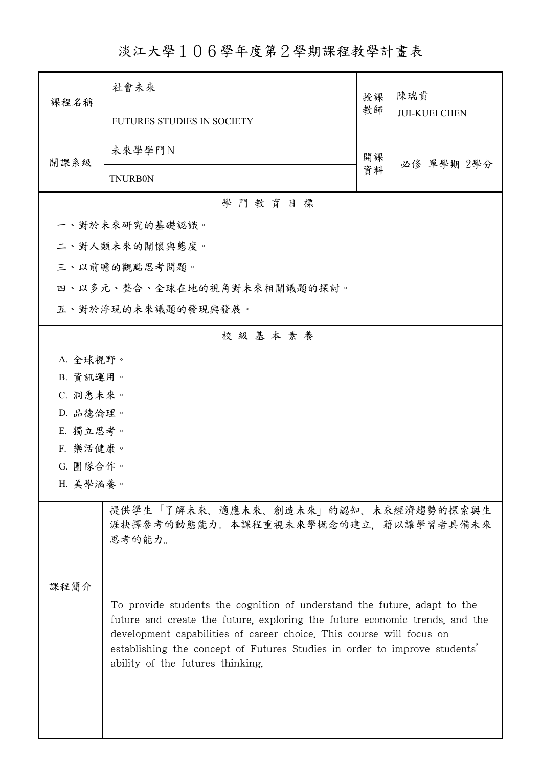# 淡江大學１０６學年度第２學期課程教學計畫表

| 課程名稱 | 社會未來 | 授課教師 | 陳瑞貴 |
|---|---|---|---|
| | FUTURES STUDIES IN SOCIETY | | JUI-KUEI CHEN |
| 開課系級 | 未來學學門N | 開課資料 | 必修 單學期 2學分 |
| | TNURB0N | | |

## 學 門 教 育 目 標

一、對於未來研究的基礎認識。

二、對人類未來的關懷與態度。

三、以前瞻的觀點思考問題。

四、以多元、整合、全球在地的視角對未來相關議題的探討。

五、對於浮現的未來議題的發現與發展。

## 校 級 基 本 素 養

A. 全球視野。

B. 資訊運用。

C. 洞悉未來。

D. 品德倫理。

E. 獨立思考。

F. 樂活健康。

G. 團隊合作。

H. 美學涵養。

## 課程簡介

提供學生「了解未來、適應未來、創造未來」的認知、未來經濟趨勢的探索與生涯抉擇參考的動態能力。本課程重視未來學概念的建立，藉以讓學習者具備未來思考的能力。

To provide students the cognition of understand the future, adapt to the future and create the future, exploring the future economic trends, and the development capabilities of career choice. This course will focus on establishing the concept of Futures Studies in order to improve students' ability of the futures thinking.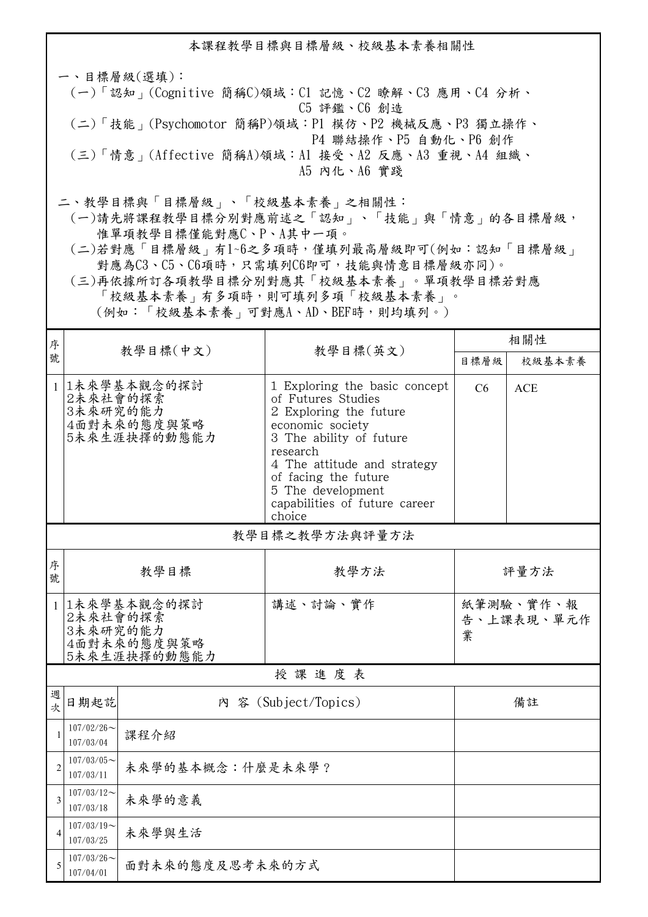## 本課程教學目標與目標層級、校級基本素養相關性

一、目標層級(選填)：

(一)「認知」(Cognitive 簡稱C)領域：C1 記憶、C2 瞭解、C3 應用、C4 分析、C5 評鑑、C6 創造

(二)「技能」(Psychomotor 簡稱P)領域：P1 模仿、P2 機械反應、P3 獨立操作、P4 聯結操作、P5 自動化、P6 創作

(三)「情意」(Affective 簡稱A)領域：A1 接受、A2 反應、A3 重視、A4 組織、A5 內化、A6 實踐

二、教學目標與「目標層級」、「校級基本素養」之相關性：

(一)請先將課程教學目標分別對應前述之「認知」、「技能」與「情意」的各目標層級，惟單項教學目標僅能對應C、P、A其中一項。

(二)若對應「目標層級」有1~6之多項時，僅填列最高層級即可(例如：認知「目標層級」對應為C3、C5、C6項時，只需填列C6即可，技能與情意目標層級亦同)。

(三)再依據所訂各項教學目標分別對應其「校級基本素養」。單項教學目標若對應「校級基本素養」有多項時，則可填列多項「校級基本素養」。(例如：「校級基本素養」可對應A、AD、BEF時，則均填列。)

| 序號 | 教學目標(中文) | 教學目標(英文) | 相關性 | |
|---|---|---|---|---|
| | | | 目標層級 | 校級基本素養 |
| 1 | 1未來學基本觀念的探討<br>2未來社會的探索<br>3未來研究的能力<br>4面對未來的態度與策略<br>5未來生涯抉擇的動態能力 | 1 Exploring the basic concept of Futures Studies<br>2 Exploring the future economic society<br>3 The ability of future research<br>4 The attitude and strategy of facing the future<br>5 The development capabilities of future career choice | C6 | ACE |

### 教學目標之教學方法與評量方法

| 序號 | 教學目標 | 教學方法 | 評量方法 |
|---|---|---|---|
| 1 | 1未來學基本觀念的探討<br>2未來社會的探索<br>3未來研究的能力<br>4面對未來的態度與策略<br>5未來生涯抉擇的動態能力 | 講述、討論、實作 | 紙筆測驗、實作、報告、上課表現、單元作業 |

### 授 課 進 度 表

| 週次 | 日期起訖 | 內 容 (Subject/Topics) | 備註 |
|---|---|---|---|
| 1 | 107/02/26～107/03/04 | 課程介紹 | |
| 2 | 107/03/05～107/03/11 | 未來學的基本概念：什麼是未來學？ | |
| 3 | 107/03/12～107/03/18 | 未來學的意義 | |
| 4 | 107/03/19～107/03/25 | 未來學與生活 | |
| 5 | 107/03/26～107/04/01 | 面對未來的態度及思考未來的方式 | |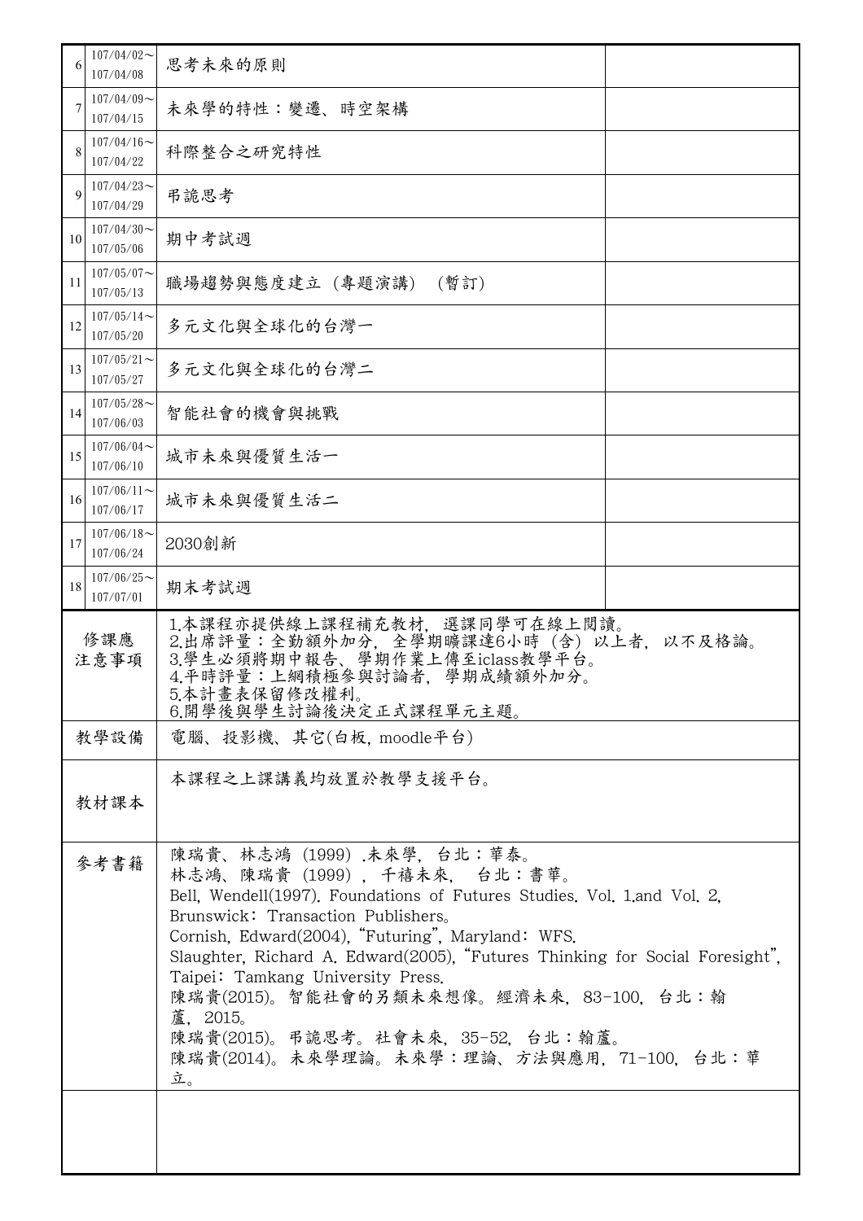| 6 | 107/04/02～107/04/08 | 思考未來的原則 | |
|---|---|---|---|
| 7 | 107/04/09～107/04/15 | 未來學的特性：變遷、時空架構 | |
| 8 | 107/04/16～107/04/22 | 科際整合之研究特性 | |
| 9 | 107/04/23～107/04/29 | 弔詭思考 | |
| 10 | 107/04/30～107/05/06 | 期中考試週 | |
| 11 | 107/05/07～107/05/13 | 職場趨勢與態度建立 (專題演講) (暫訂) | |
| 12 | 107/05/14～107/05/20 | 多元文化與全球化的台灣一 | |
| 13 | 107/05/21～107/05/27 | 多元文化與全球化的台灣二 | |
| 14 | 107/05/28～107/06/03 | 智能社會的機會與挑戰 | |
| 15 | 107/06/04～107/06/10 | 城市未來與優質生活一 | |
| 16 | 107/06/11～107/06/17 | 城市未來與優質生活二 | |
| 17 | 107/06/18～107/06/24 | 2030創新 | |
| 18 | 107/06/25～107/07/01 | 期末考試週 | |

| 項目 | 內容 |
|---|---|
| 修課應注意事項 | 1.本課程亦提供線上課程補充教材，選課同學可在線上閱讀。<br>2.出席評量：全勤額外加分，全學期曠課達6小時（含）以上者，以不及格論。<br>3.學生必須將期中報告、學期作業上傳至iclass教學平台。<br>4.平時評量：上網積極參與討論者，學期成績額外加分。<br>5.本計畫表保留修改權利。<br>6.開學後與學生討論後決定正式課程單元主題。 |
| 教學設備 | 電腦、投影機、其它(白板，moodle平台) |
| 教材課本 | 本課程之上課講義均放置於教學支援平台。 |
| 參考書籍 | 陳瑞貴、林志鴻 (1999) .未來學，台北：華泰。<br>林志鴻、陳瑞貴 (1999) ，千禧未來， 台北：書華。<br>Bell, Wendell(1997). Foundations of Futures Studies. Vol. 1.and Vol. 2, Brunswick: Transaction Publishers。<br>Cornish, Edward(2004), "Futuring", Maryland: WFS.<br>Slaughter, Richard A. Edward(2005), "Futures Thinking for Social Foresight", Taipei: Tamkang University Press.<br>陳瑞貴(2015)。智能社會的另類未來想像。經濟未來，83-100，台北：翰蘆，2015。<br>陳瑞貴(2015)。弔詭思考。社會未來，35-52，台北：翰蘆。<br>陳瑞貴(2014)。未來學理論。未來學：理論、方法與應用，71-100，台北：華立。 |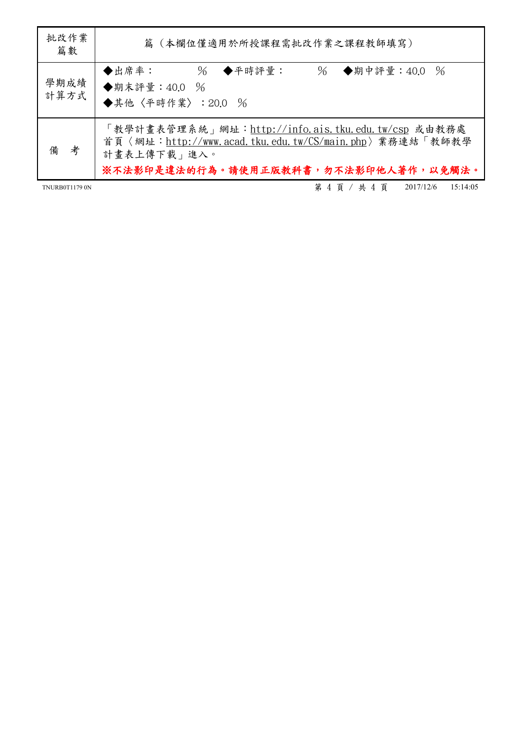| | |
|---|---|
| 批改作業篇數 | 篇（本欄位僅適用於所授課程需批改作業之課程教師填寫） |
| 學期成績計算方式 | ◆出席率：　　　%　◆平時評量：　　　%　◆期中評量：40.0　%<br>◆期末評量：40.0　%<br>◆其他〈平時作業〉：20.0　% |
| 備　考 | 「教學計畫表管理系統」網址：http://info.ais.tku.edu.tw/csp 或由教務處首頁〈網址：http://www.acad.tku.edu.tw/CS/main.php〉業務連結「教師教學計畫表上傳下載」進入。<br>**※不法影印是違法的行為。請使用正版教科書，勿不法影印他人著作，以免觸法。** |

TNURB0T1179 0N　　2017/12/6　15:14:05